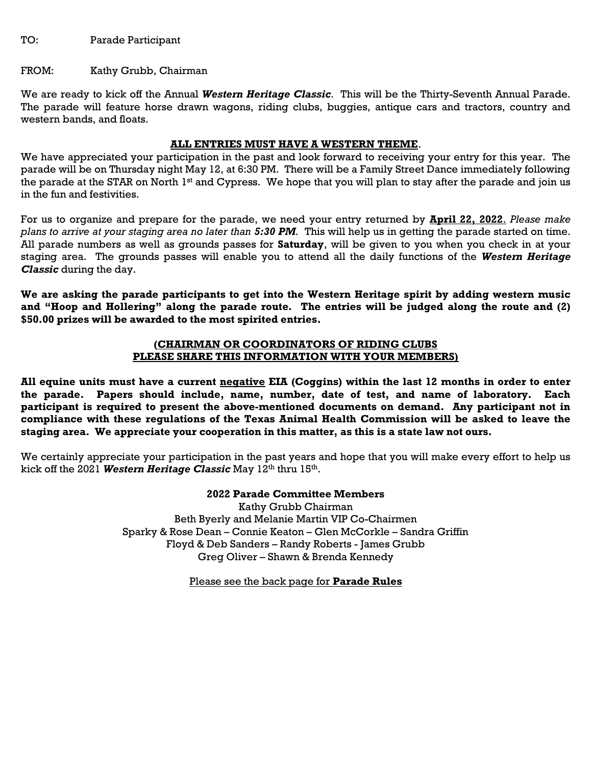TO: Parade Participant

FROM: Kathy Grubb, Chairman

We are ready to kick off the Annual ***Western Heritage Classic***. This will be the Thirty-Seventh Annual Parade. The parade will feature horse drawn wagons, riding clubs, buggies, antique cars and tractors, country and western bands, and floats.

**ALL ENTRIES MUST HAVE A WESTERN THEME**.

We have appreciated your participation in the past and look forward to receiving your entry for this year. The parade will be on Thursday night May 12, at 6:30 PM. There will be a Family Street Dance immediately following the parade at the STAR on North 1st and Cypress. We hope that you will plan to stay after the parade and join us in the fun and festivities.

For us to organize and prepare for the parade, we need your entry returned by **April 22, 2022**. *Please make plans to arrive at your staging area no later than **5:30 PM**.* This will help us in getting the parade started on time. All parade numbers as well as grounds passes for **Saturday**, will be given to you when you check in at your staging area. The grounds passes will enable you to attend all the daily functions of the ***Western Heritage Classic*** during the day.

**We are asking the parade participants to get into the Western Heritage spirit by adding western music and "Hoop and Hollering" along the parade route. The entries will be judged along the route and (2) $50.00 prizes will be awarded to the most spirited entries.**

**(CHAIRMAN OR COORDINATORS OF RIDING CLUBS PLEASE SHARE THIS INFORMATION WITH YOUR MEMBERS)**

**All equine units must have a current negative EIA (Coggins) within the last 12 months in order to enter the parade. Papers should include, name, number, date of test, and name of laboratory. Each participant is required to present the above-mentioned documents on demand. Any participant not in compliance with these regulations of the Texas Animal Health Commission will be asked to leave the staging area. We appreciate your cooperation in this matter, as this is a state law not ours.**

We certainly appreciate your participation in the past years and hope that you will make every effort to help us kick off the 2021 ***Western Heritage Classic*** May 12th thru 15th.

**2022 Parade Committee Members**
Kathy Grubb Chairman
Beth Byerly and Melanie Martin VIP Co-Chairmen
Sparky & Rose Dean – Connie Keaton – Glen McCorkle – Sandra Griffin
Floyd & Deb Sanders – Randy Roberts - James Grubb
Greg Oliver – Shawn & Brenda Kennedy

Please see the back page for **Parade Rules**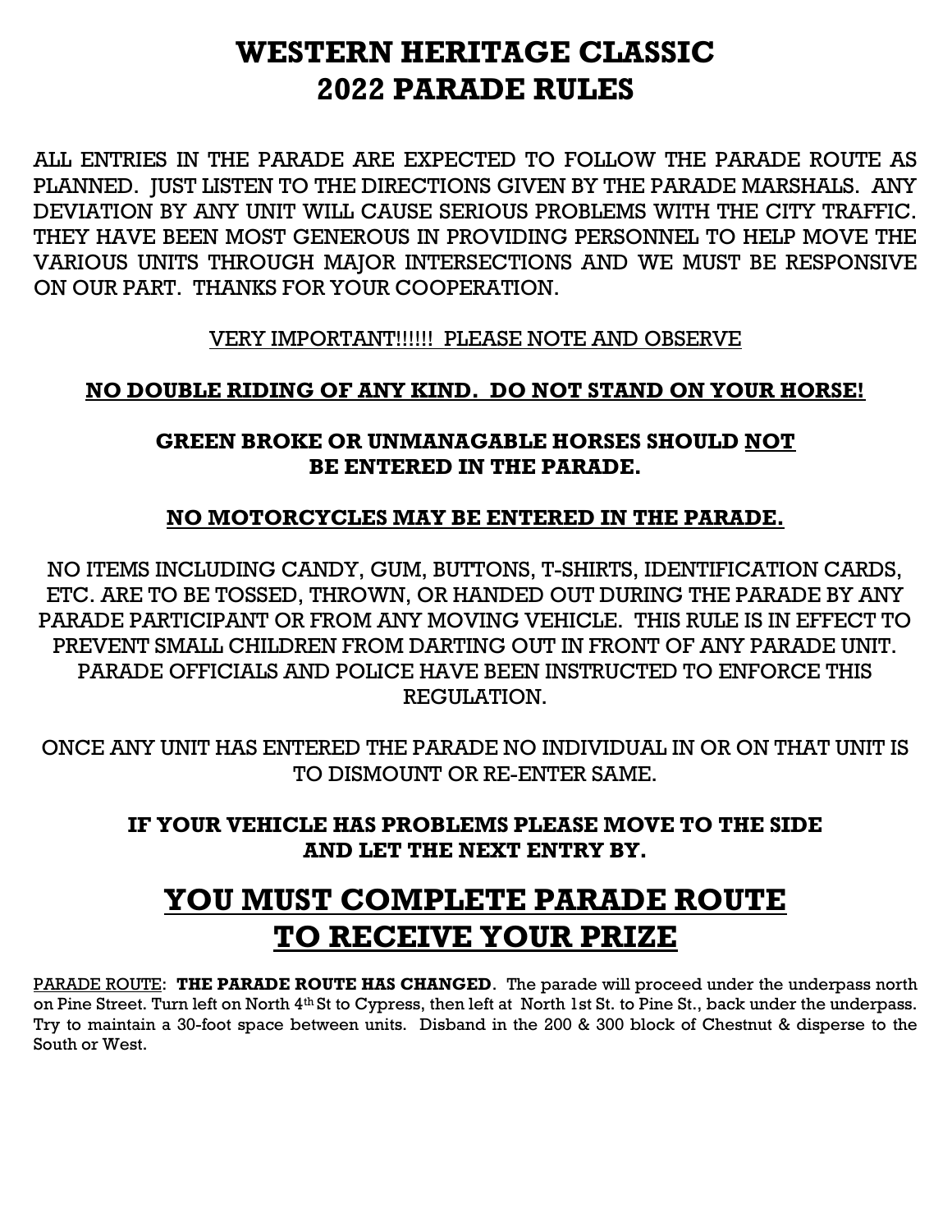# WESTERN HERITAGE CLASSIC
# 2022 PARADE RULES

ALL ENTRIES IN THE PARADE ARE EXPECTED TO FOLLOW THE PARADE ROUTE AS PLANNED. JUST LISTEN TO THE DIRECTIONS GIVEN BY THE PARADE MARSHALS. ANY DEVIATION BY ANY UNIT WILL CAUSE SERIOUS PROBLEMS WITH THE CITY TRAFFIC. THEY HAVE BEEN MOST GENEROUS IN PROVIDING PERSONNEL TO HELP MOVE THE VARIOUS UNITS THROUGH MAJOR INTERSECTIONS AND WE MUST BE RESPONSIVE ON OUR PART. THANKS FOR YOUR COOPERATION.

VERY IMPORTANT!!!!!! PLEASE NOTE AND OBSERVE

**NO DOUBLE RIDING OF ANY KIND. DO NOT STAND ON YOUR HORSE!**

**GREEN BROKE OR UNMANAGABLE HORSES SHOULD NOT BE ENTERED IN THE PARADE.**

**NO MOTORCYCLES MAY BE ENTERED IN THE PARADE.**

NO ITEMS INCLUDING CANDY, GUM, BUTTONS, T-SHIRTS, IDENTIFICATION CARDS, ETC. ARE TO BE TOSSED, THROWN, OR HANDED OUT DURING THE PARADE BY ANY PARADE PARTICIPANT OR FROM ANY MOVING VEHICLE. THIS RULE IS IN EFFECT TO PREVENT SMALL CHILDREN FROM DARTING OUT IN FRONT OF ANY PARADE UNIT. PARADE OFFICIALS AND POLICE HAVE BEEN INSTRUCTED TO ENFORCE THIS REGULATION.

ONCE ANY UNIT HAS ENTERED THE PARADE NO INDIVIDUAL IN OR ON THAT UNIT IS TO DISMOUNT OR RE-ENTER SAME.

**IF YOUR VEHICLE HAS PROBLEMS PLEASE MOVE TO THE SIDE AND LET THE NEXT ENTRY BY.**

## YOU MUST COMPLETE PARADE ROUTE TO RECEIVE YOUR PRIZE

PARADE ROUTE: **THE PARADE ROUTE HAS CHANGED**. The parade will proceed under the underpass north on Pine Street. Turn left on North 4th St to Cypress, then left at North 1st St. to Pine St., back under the underpass. Try to maintain a 30-foot space between units. Disband in the 200 & 300 block of Chestnut & disperse to the South or West.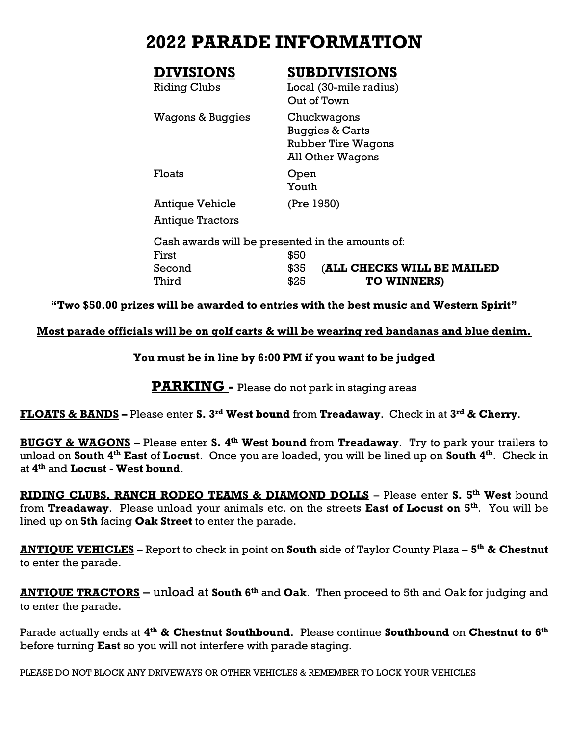# 2022 PARADE INFORMATION

| DIVISIONS | SUBDIVISIONS |
|---|---|
| Riding Clubs | Local (30-mile radius) |
| | Out of Town |
| Wagons & Buggies | Chuckwagons |
| | Buggies & Carts |
| | Rubber Tire Wagons |
| | All Other Wagons |
| Floats | Open |
| | Youth |
| Antique Vehicle | (Pre 1950) |
| Antique Tractors | |

Cash awards will be presented in the amounts of:

| | | |
|---|---|---|
| First | $50 | |
| Second | $35 | **(ALL CHECKS WILL BE MAILED** |
| Third | $25 | **TO WINNERS)** |

**"Two $50.00 prizes will be awarded to entries with the best music and Western Spirit"**

**Most parade officials will be on golf carts & will be wearing red bandanas and blue denim.**

**You must be in line by 6:00 PM if you want to be judged**

## PARKING - Please do not park in staging areas

**FLOATS & BANDS** – Please enter **S. 3rd West bound** from **Treadaway**. Check in at **3rd & Cherry**.

**BUGGY & WAGONS** – Please enter **S. 4th West bound** from **Treadaway**. Try to park your trailers to unload on **South 4th East** of **Locust**. Once you are loaded, you will be lined up on **South 4th**. Check in at **4th** and **Locust** - **West bound**.

**RIDING CLUBS, RANCH RODEO TEAMS & DIAMOND DOLLS** – Please enter **S. 5th West** bound from **Treadaway**. Please unload your animals etc. on the streets **East of Locust on 5th**. You will be lined up on **5th** facing **Oak Street** to enter the parade.

**ANTIQUE VEHICLES** – Report to check in point on **South** side of Taylor County Plaza – **5th & Chestnut** to enter the parade.

**ANTIQUE TRACTORS** – unload at **South 6th** and **Oak**. Then proceed to 5th and Oak for judging and to enter the parade.

Parade actually ends at **4th & Chestnut Southbound**. Please continue **Southbound** on **Chestnut to 6th** before turning **East** so you will not interfere with parade staging.

PLEASE DO NOT BLOCK ANY DRIVEWAYS OR OTHER VEHICLES & REMEMBER TO LOCK YOUR VEHICLES